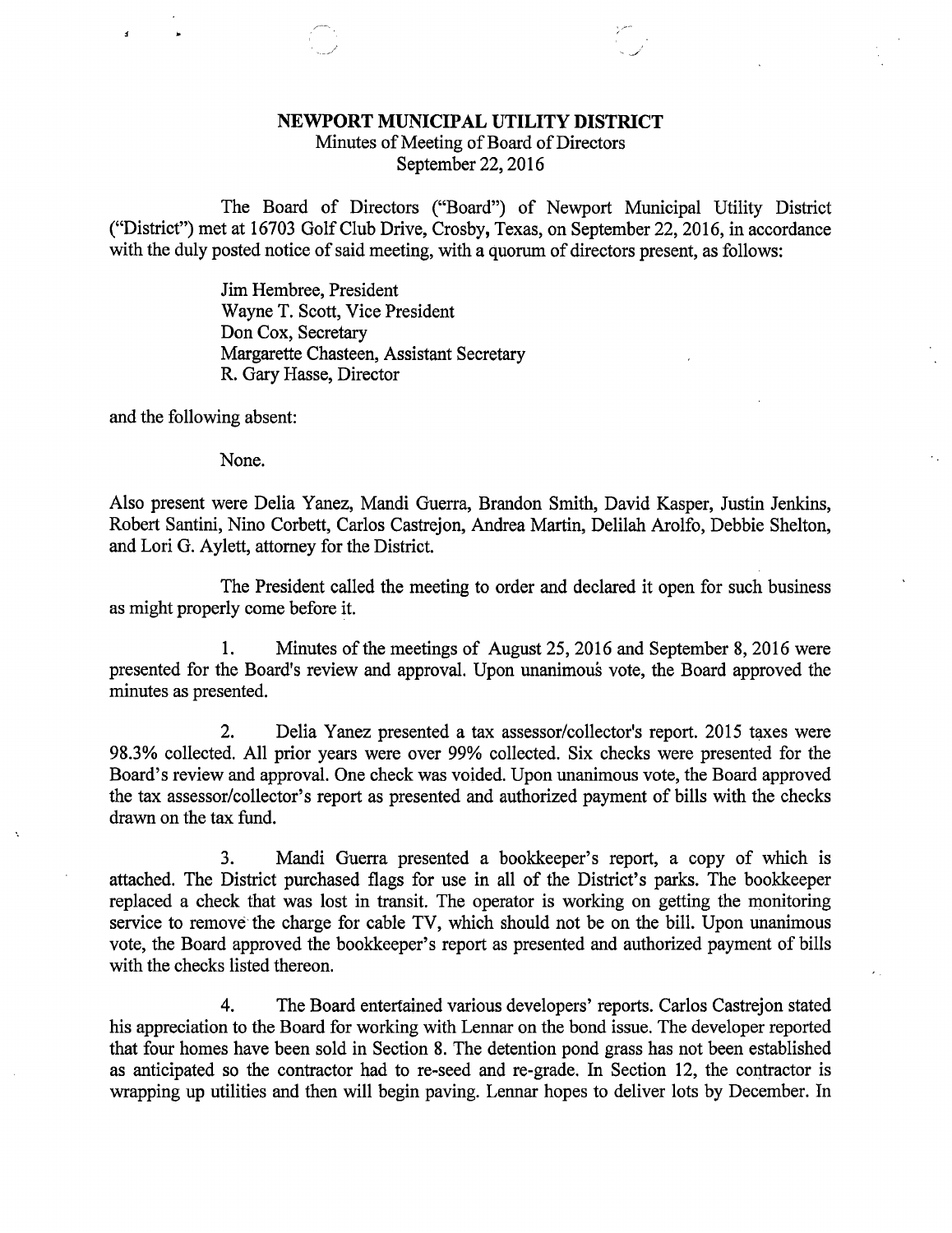# NEWPORT MUNICIPAL UTILITY DISTRICT

Minutes of Meeting of Board of Directors
September 22, 2016

The Board of Directors ("Board") of Newport Municipal Utility District ("District") met at 16703 Golf Club Drive, Crosby, Texas, on September 22, 2016, in accordance with the duly posted notice of said meeting, with a quorum of directors present, as follows:

Jim Hembree, President
Wayne T. Scott, Vice President
Don Cox, Secretary
Margarette Chasteen, Assistant Secretary
R. Gary Hasse, Director

and the following absent:

None.

Also present were Delia Yanez, Mandi Guerra, Brandon Smith, David Kasper, Justin Jenkins, Robert Santini, Nino Corbett, Carlos Castrejon, Andrea Martin, Delilah Arolfo, Debbie Shelton, and Lori G. Aylett, attorney for the District.

The President called the meeting to order and declared it open for such business as might properly come before it.

1. Minutes of the meetings of August 25, 2016 and September 8, 2016 were presented for the Board's review and approval. Upon unanimous vote, the Board approved the minutes as presented.

2. Delia Yanez presented a tax assessor/collector's report. 2015 taxes were 98.3% collected. All prior years were over 99% collected. Six checks were presented for the Board's review and approval. One check was voided. Upon unanimous vote, the Board approved the tax assessor/collector's report as presented and authorized payment of bills with the checks drawn on the tax fund.

3. Mandi Guerra presented a bookkeeper's report, a copy of which is attached. The District purchased flags for use in all of the District's parks. The bookkeeper replaced a check that was lost in transit. The operator is working on getting the monitoring service to remove the charge for cable TV, which should not be on the bill. Upon unanimous vote, the Board approved the bookkeeper's report as presented and authorized payment of bills with the checks listed thereon.

4. The Board entertained various developers' reports. Carlos Castrejon stated his appreciation to the Board for working with Lennar on the bond issue. The developer reported that four homes have been sold in Section 8. The detention pond grass has not been established as anticipated so the contractor had to re-seed and re-grade. In Section 12, the contractor is wrapping up utilities and then will begin paving. Lennar hopes to deliver lots by December. In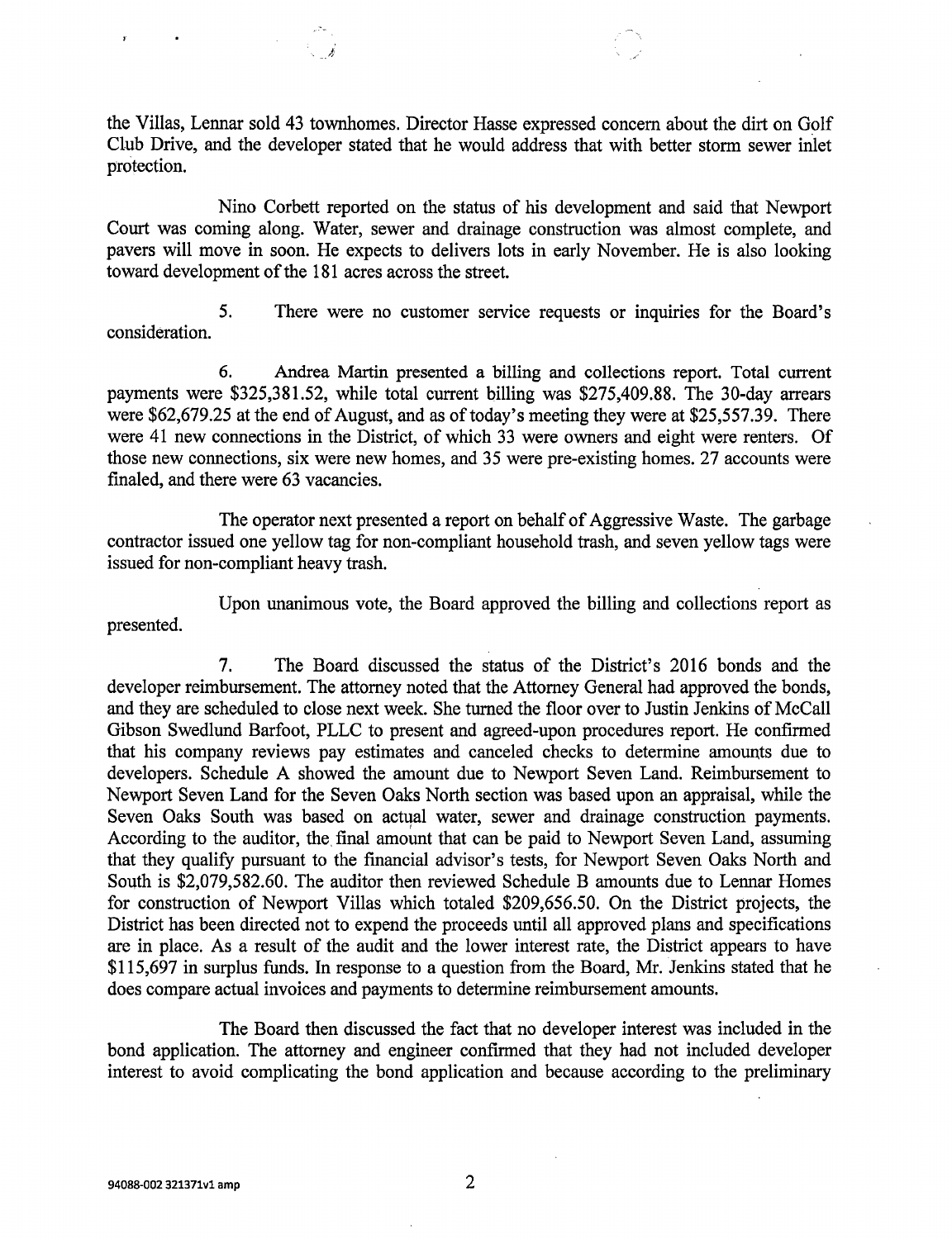the Villas, Lennar sold 43 townhomes. Director Hasse expressed concern about the dirt on Golf Club Drive, and the developer stated that he would address that with better storm sewer inlet protection.

Nino Corbett reported on the status of his development and said that Newport Court was coming along. Water, sewer and drainage construction was almost complete, and pavers will move in soon. He expects to delivers lots in early November. He is also looking toward development of the 181 acres across the street.

5. There were no customer service requests or inquiries for the Board's consideration.

6. Andrea Martin presented a billing and collections report. Total current payments were $325,381.52, while total current billing was $275,409.88. The 30-day arrears were $62,679.25 at the end of August, and as of today's meeting they were at $25,557.39. There were 41 new connections in the District, of which 33 were owners and eight were renters. Of those new connections, six were new homes, and 35 were pre-existing homes. 27 accounts were finaled, and there were 63 vacancies.

The operator next presented a report on behalf of Aggressive Waste. The garbage contractor issued one yellow tag for non-compliant household trash, and seven yellow tags were issued for non-compliant heavy trash.

Upon unanimous vote, the Board approved the billing and collections report as presented.

7. The Board discussed the status of the District's 2016 bonds and the developer reimbursement. The attorney noted that the Attorney General had approved the bonds, and they are scheduled to close next week. She turned the floor over to Justin Jenkins of McCall Gibson Swedlund Barfoot, PLLC to present and agreed-upon procedures report. He confirmed that his company reviews pay estimates and canceled checks to determine amounts due to developers. Schedule A showed the amount due to Newport Seven Land. Reimbursement to Newport Seven Land for the Seven Oaks North section was based upon an appraisal, while the Seven Oaks South was based on actual water, sewer and drainage construction payments. According to the auditor, the final amount that can be paid to Newport Seven Land, assuming that they qualify pursuant to the financial advisor's tests, for Newport Seven Oaks North and South is $2,079,582.60. The auditor then reviewed Schedule B amounts due to Lennar Homes for construction of Newport Villas which totaled $209,656.50. On the District projects, the District has been directed not to expend the proceeds until all approved plans and specifications are in place. As a result of the audit and the lower interest rate, the District appears to have $115,697 in surplus funds. In response to a question from the Board, Mr. Jenkins stated that he does compare actual invoices and payments to determine reimbursement amounts.

The Board then discussed the fact that no developer interest was included in the bond application. The attorney and engineer confirmed that they had not included developer interest to avoid complicating the bond application and because according to the preliminary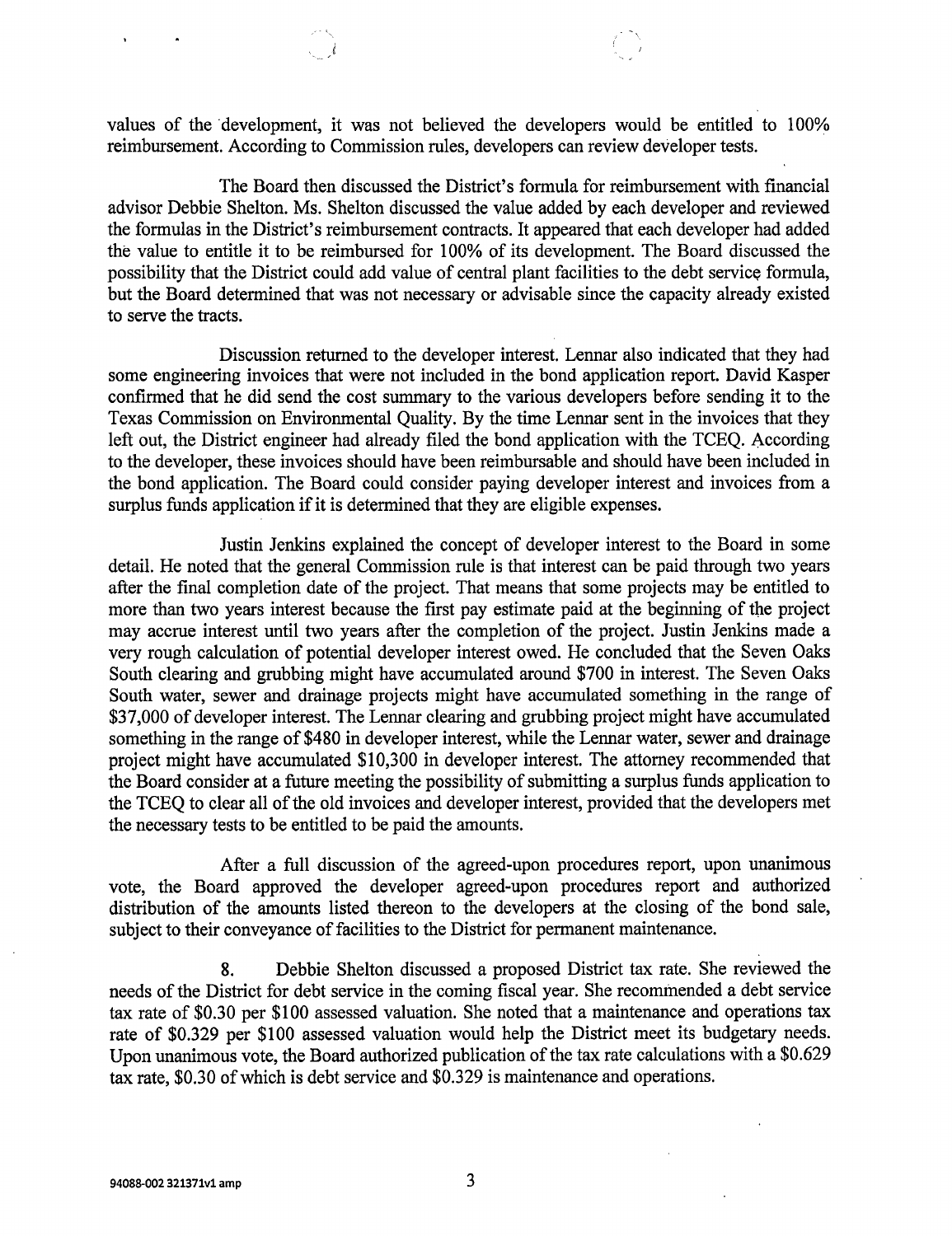values of the development, it was not believed the developers would be entitled to 100% reimbursement. According to Commission rules, developers can review developer tests.

The Board then discussed the District's formula for reimbursement with financial advisor Debbie Shelton. Ms. Shelton discussed the value added by each developer and reviewed the formulas in the District's reimbursement contracts. It appeared that each developer had added the value to entitle it to be reimbursed for 100% of its development. The Board discussed the possibility that the District could add value of central plant facilities to the debt service formula, but the Board determined that was not necessary or advisable since the capacity already existed to serve the tracts.

Discussion returned to the developer interest. Lennar also indicated that they had some engineering invoices that were not included in the bond application report. David Kasper confirmed that he did send the cost summary to the various developers before sending it to the Texas Commission on Environmental Quality. By the time Lennar sent in the invoices that they left out, the District engineer had already filed the bond application with the TCEQ. According to the developer, these invoices should have been reimbursable and should have been included in the bond application. The Board could consider paying developer interest and invoices from a surplus funds application if it is determined that they are eligible expenses.

Justin Jenkins explained the concept of developer interest to the Board in some detail. He noted that the general Commission rule is that interest can be paid through two years after the final completion date of the project. That means that some projects may be entitled to more than two years interest because the first pay estimate paid at the beginning of the project may accrue interest until two years after the completion of the project. Justin Jenkins made a very rough calculation of potential developer interest owed. He concluded that the Seven Oaks South clearing and grubbing might have accumulated around $700 in interest. The Seven Oaks South water, sewer and drainage projects might have accumulated something in the range of $37,000 of developer interest. The Lennar clearing and grubbing project might have accumulated something in the range of $480 in developer interest, while the Lennar water, sewer and drainage project might have accumulated $10,300 in developer interest. The attorney recommended that the Board consider at a future meeting the possibility of submitting a surplus funds application to the TCEQ to clear all of the old invoices and developer interest, provided that the developers met the necessary tests to be entitled to be paid the amounts.

After a full discussion of the agreed-upon procedures report, upon unanimous vote, the Board approved the developer agreed-upon procedures report and authorized distribution of the amounts listed thereon to the developers at the closing of the bond sale, subject to their conveyance of facilities to the District for permanent maintenance.

8. Debbie Shelton discussed a proposed District tax rate. She reviewed the needs of the District for debt service in the coming fiscal year. She recommended a debt service tax rate of $0.30 per $100 assessed valuation. She noted that a maintenance and operations tax rate of $0.329 per $100 assessed valuation would help the District meet its budgetary needs. Upon unanimous vote, the Board authorized publication of the tax rate calculations with a $0.629 tax rate, $0.30 of which is debt service and $0.329 is maintenance and operations.

94088-002 321371v1 amp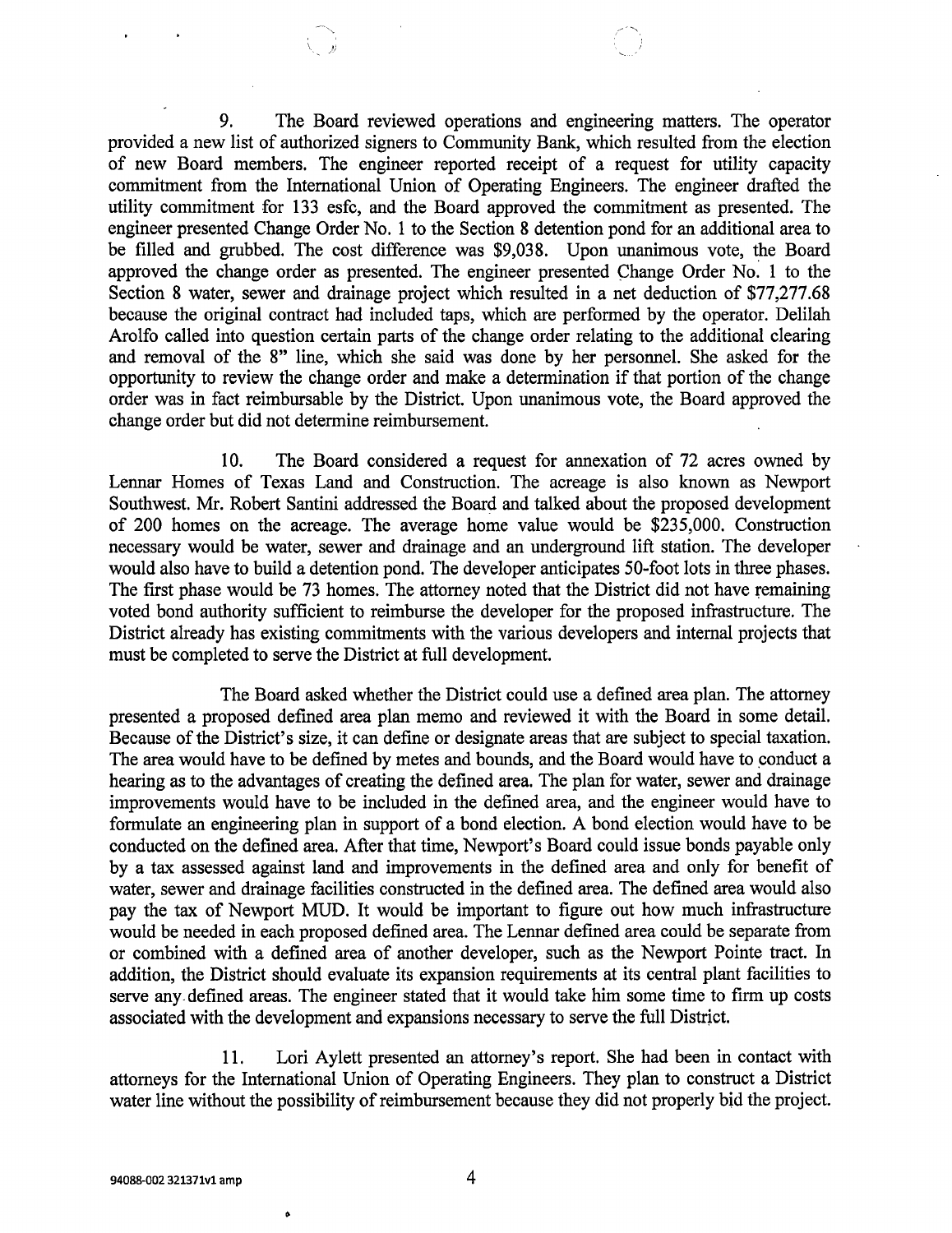9. The Board reviewed operations and engineering matters. The operator provided a new list of authorized signers to Community Bank, which resulted from the election of new Board members. The engineer reported receipt of a request for utility capacity commitment from the International Union of Operating Engineers. The engineer drafted the utility commitment for 133 esfc, and the Board approved the commitment as presented. The engineer presented Change Order No. 1 to the Section 8 detention pond for an additional area to be filled and grubbed. The cost difference was $9,038. Upon unanimous vote, the Board approved the change order as presented. The engineer presented Change Order No. 1 to the Section 8 water, sewer and drainage project which resulted in a net deduction of $77,277.68 because the original contract had included taps, which are performed by the operator. Delilah Arolfo called into question certain parts of the change order relating to the additional clearing and removal of the 8" line, which she said was done by her personnel. She asked for the opportunity to review the change order and make a determination if that portion of the change order was in fact reimbursable by the District. Upon unanimous vote, the Board approved the change order but did not determine reimbursement.

10. The Board considered a request for annexation of 72 acres owned by Lennar Homes of Texas Land and Construction. The acreage is also known as Newport Southwest. Mr. Robert Santini addressed the Board and talked about the proposed development of 200 homes on the acreage. The average home value would be $235,000. Construction necessary would be water, sewer and drainage and an underground lift station. The developer would also have to build a detention pond. The developer anticipates 50-foot lots in three phases. The first phase would be 73 homes. The attorney noted that the District did not have remaining voted bond authority sufficient to reimburse the developer for the proposed infrastructure. The District already has existing commitments with the various developers and internal projects that must be completed to serve the District at full development.

The Board asked whether the District could use a defined area plan. The attorney presented a proposed defined area plan memo and reviewed it with the Board in some detail. Because of the District's size, it can define or designate areas that are subject to special taxation. The area would have to be defined by metes and bounds, and the Board would have to conduct a hearing as to the advantages of creating the defined area. The plan for water, sewer and drainage improvements would have to be included in the defined area, and the engineer would have to formulate an engineering plan in support of a bond election. A bond election would have to be conducted on the defined area. After that time, Newport's Board could issue bonds payable only by a tax assessed against land and improvements in the defined area and only for benefit of water, sewer and drainage facilities constructed in the defined area. The defined area would also pay the tax of Newport MUD. It would be important to figure out how much infrastructure would be needed in each proposed defined area. The Lennar defined area could be separate from or combined with a defined area of another developer, such as the Newport Pointe tract. In addition, the District should evaluate its expansion requirements at its central plant facilities to serve any defined areas. The engineer stated that it would take him some time to firm up costs associated with the development and expansions necessary to serve the full District.

11. Lori Aylett presented an attorney's report. She had been in contact with attorneys for the International Union of Operating Engineers. They plan to construct a District water line without the possibility of reimbursement because they did not properly bid the project.

94088-002 321371v1 amp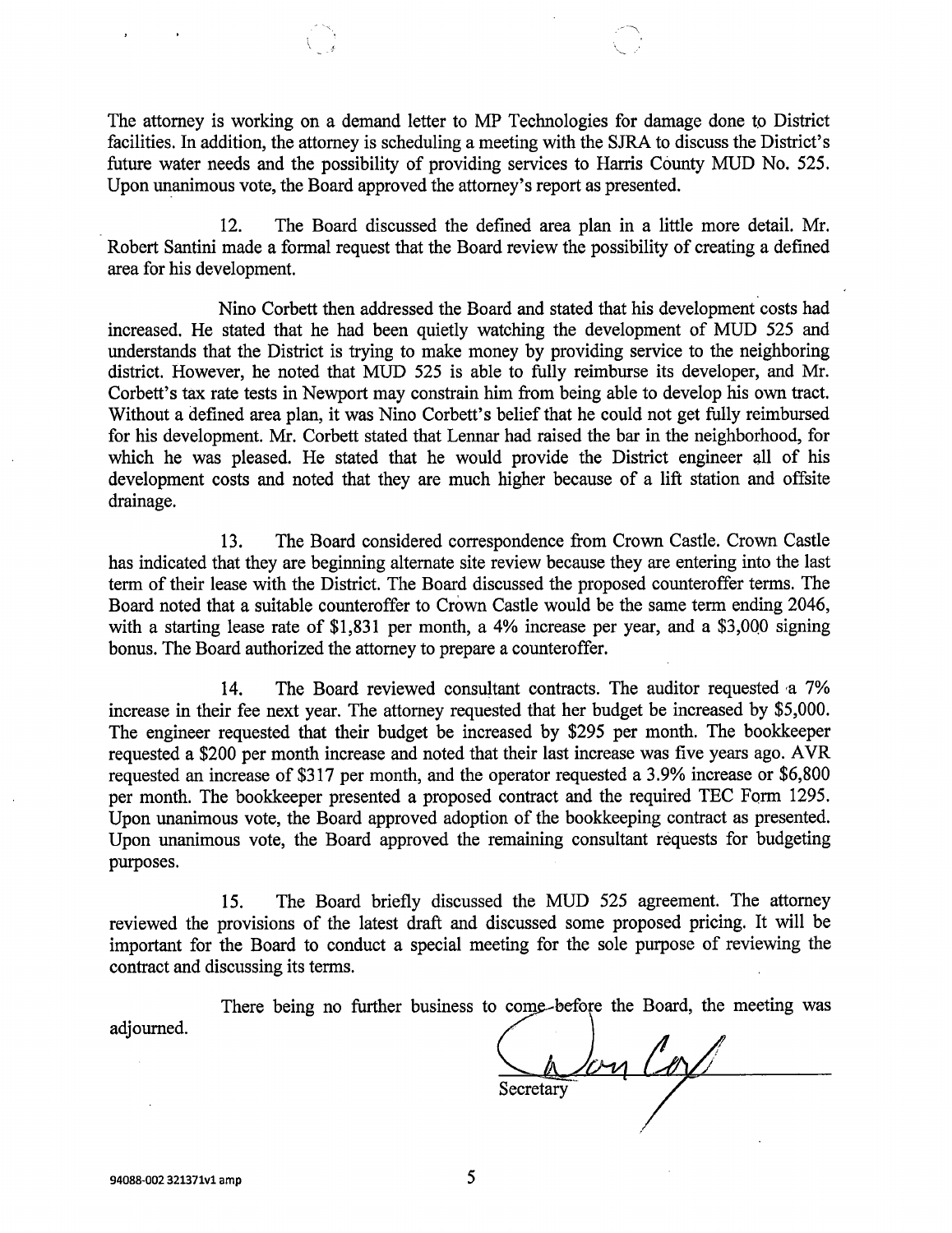The attorney is working on a demand letter to MP Technologies for damage done to District facilities. In addition, the attorney is scheduling a meeting with the SJRA to discuss the District's future water needs and the possibility of providing services to Harris County MUD No. 525. Upon unanimous vote, the Board approved the attorney's report as presented.

12. The Board discussed the defined area plan in a little more detail. Mr. Robert Santini made a formal request that the Board review the possibility of creating a defined area for his development.

Nino Corbett then addressed the Board and stated that his development costs had increased. He stated that he had been quietly watching the development of MUD 525 and understands that the District is trying to make money by providing service to the neighboring district. However, he noted that MUD 525 is able to fully reimburse its developer, and Mr. Corbett's tax rate tests in Newport may constrain him from being able to develop his own tract. Without a defined area plan, it was Nino Corbett's belief that he could not get fully reimbursed for his development. Mr. Corbett stated that Lennar had raised the bar in the neighborhood, for which he was pleased. He stated that he would provide the District engineer all of his development costs and noted that they are much higher because of a lift station and offsite drainage.

13. The Board considered correspondence from Crown Castle. Crown Castle has indicated that they are beginning alternate site review because they are entering into the last term of their lease with the District. The Board discussed the proposed counteroffer terms. The Board noted that a suitable counteroffer to Crown Castle would be the same term ending 2046, with a starting lease rate of $1,831 per month, a 4% increase per year, and a $3,000 signing bonus. The Board authorized the attorney to prepare a counteroffer.

14. The Board reviewed consultant contracts. The auditor requested a 7% increase in their fee next year. The attorney requested that her budget be increased by $5,000. The engineer requested that their budget be increased by $295 per month. The bookkeeper requested a $200 per month increase and noted that their last increase was five years ago. AVR requested an increase of $317 per month, and the operator requested a 3.9% increase or $6,800 per month. The bookkeeper presented a proposed contract and the required TEC Form 1295. Upon unanimous vote, the Board approved adoption of the bookkeeping contract as presented. Upon unanimous vote, the Board approved the remaining consultant requests for budgeting purposes.

15. The Board briefly discussed the MUD 525 agreement. The attorney reviewed the provisions of the latest draft and discussed some proposed pricing. It will be important for the Board to conduct a special meeting for the sole purpose of reviewing the contract and discussing its terms.

There being no further business to come before the Board, the meeting was adjourned.

Secretary

94088-002 321371v1 amp